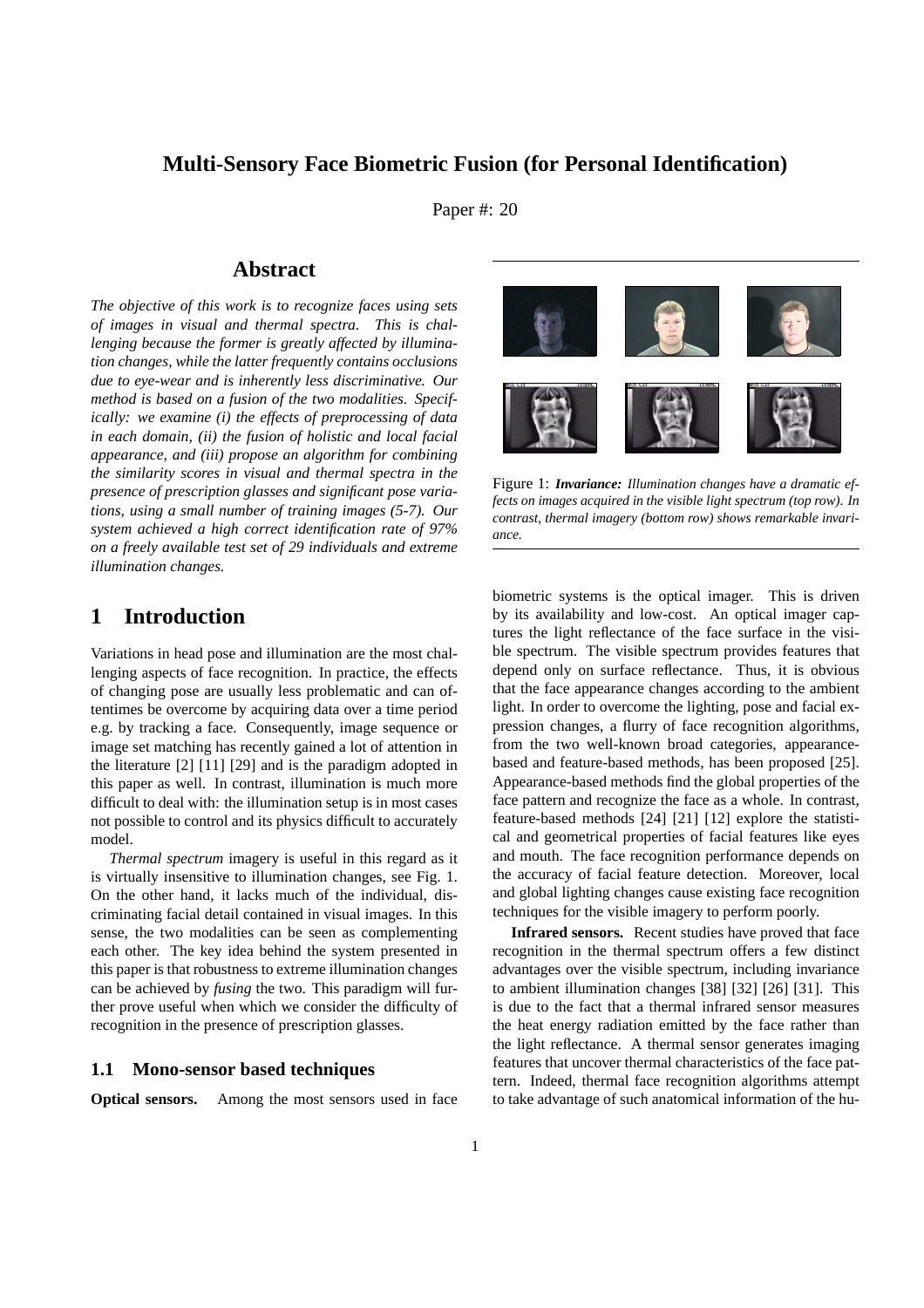# Multi-Sensory Face Biometric Fusion (for Personal Identification)

Paper #: 20

## Abstract

*The objective of this work is to recognize faces using sets of images in visual and thermal spectra. This is challenging because the former is greatly affected by illumination changes, while the latter frequently contains occlusions due to eye-wear and is inherently less discriminative. Our method is based on a fusion of the two modalities. Specifically: we examine (i) the effects of preprocessing of data in each domain, (ii) the fusion of holistic and local facial appearance, and (iii) propose an algorithm for combining the similarity scores in visual and thermal spectra in the presence of prescription glasses and significant pose variations, using a small number of training images (5-7). Our system achieved a high correct identification rate of 97% on a freely available test set of 29 individuals and extreme illumination changes.*

Figure 1: ***Invariance:*** *Illumination changes have a dramatic effects on images acquired in the visible light spectrum (top row). In contrast, thermal imagery (bottom row) shows remarkable invariance.*

## 1 Introduction

Variations in head pose and illumination are the most challenging aspects of face recognition. In practice, the effects of changing pose are usually less problematic and can oftentimes be overcome by acquiring data over a time period e.g. by tracking a face. Consequently, image sequence or image set matching has recently gained a lot of attention in the literature [2] [11] [29] and is the paradigm adopted in this paper as well. In contrast, illumination is much more difficult to deal with: the illumination setup is in most cases not possible to control and its physics difficult to accurately model.

*Thermal spectrum* imagery is useful in this regard as it is virtually insensitive to illumination changes, see Fig. 1. On the other hand, it lacks much of the individual, discriminating facial detail contained in visual images. In this sense, the two modalities can be seen as complementing each other. The key idea behind the system presented in this paper is that robustness to extreme illumination changes can be achieved by *fusing* the two. This paradigm will further prove useful when which we consider the difficulty of recognition in the presence of prescription glasses.

### 1.1 Mono-sensor based techniques

**Optical sensors.** Among the most sensors used in face biometric systems is the optical imager. This is driven by its availability and low-cost. An optical imager captures the light reflectance of the face surface in the visible spectrum. The visible spectrum provides features that depend only on surface reflectance. Thus, it is obvious that the face appearance changes according to the ambient light. In order to overcome the lighting, pose and facial expression changes, a flurry of face recognition algorithms, from the two well-known broad categories, appearance-based and feature-based methods, has been proposed [25]. Appearance-based methods find the global properties of the face pattern and recognize the face as a whole. In contrast, feature-based methods [24] [21] [12] explore the statistical and geometrical properties of facial features like eyes and mouth. The face recognition performance depends on the accuracy of facial feature detection. Moreover, local and global lighting changes cause existing face recognition techniques for the visible imagery to perform poorly.

**Infrared sensors.** Recent studies have proved that face recognition in the thermal spectrum offers a few distinct advantages over the visible spectrum, including invariance to ambient illumination changes [38] [32] [26] [31]. This is due to the fact that a thermal infrared sensor measures the heat energy radiation emitted by the face rather than the light reflectance. A thermal sensor generates imaging features that uncover thermal characteristics of the face pattern. Indeed, thermal face recognition algorithms attempt to take advantage of such anatomical information of the hu-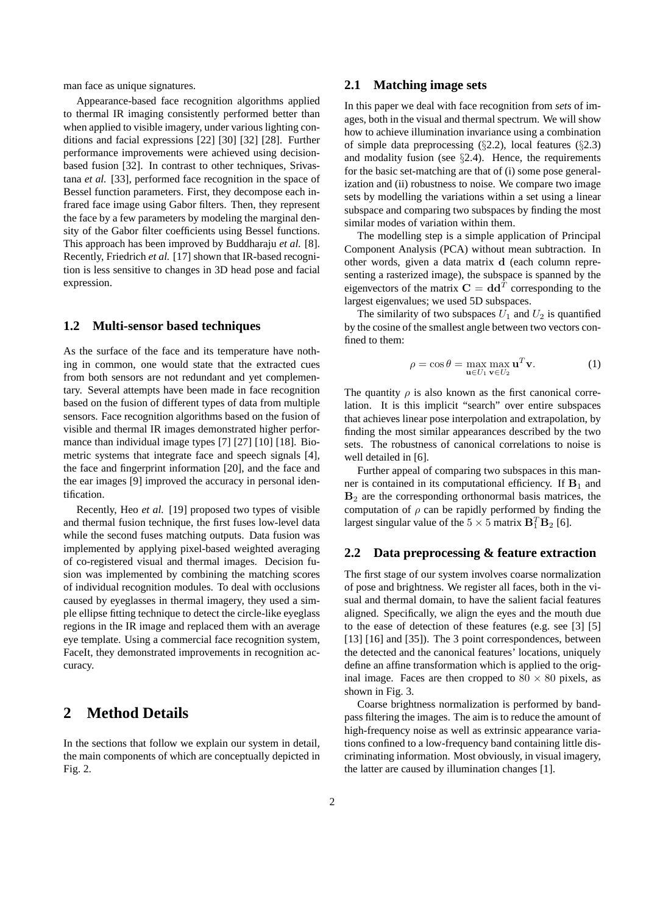man face as unique signatures.

Appearance-based face recognition algorithms applied to thermal IR imaging consistently performed better than when applied to visible imagery, under various lighting conditions and facial expressions [22] [30] [32] [28]. Further performance improvements were achieved using decision-based fusion [32]. In contrast to other techniques, Srivastana *et al.* [33], performed face recognition in the space of Bessel function parameters. First, they decompose each infrared face image using Gabor filters. Then, they represent the face by a few parameters by modeling the marginal density of the Gabor filter coefficients using Bessel functions. This approach has been improved by Buddharaju *et al.* [8]. Recently, Friedrich *et al.* [17] shown that IR-based recognition is less sensitive to changes in 3D head pose and facial expression.

### 1.2 Multi-sensor based techniques

As the surface of the face and its temperature have nothing in common, one would state that the extracted cues from both sensors are not redundant and yet complementary. Several attempts have been made in face recognition based on the fusion of different types of data from multiple sensors. Face recognition algorithms based on the fusion of visible and thermal IR images demonstrated higher performance than individual image types [7] [27] [10] [18]. Biometric systems that integrate face and speech signals [4], the face and fingerprint information [20], and the face and the ear images [9] improved the accuracy in personal identification.

Recently, Heo *et al.* [19] proposed two types of visible and thermal fusion technique, the first fuses low-level data while the second fuses matching outputs. Data fusion was implemented by applying pixel-based weighted averaging of co-registered visual and thermal images. Decision fusion was implemented by combining the matching scores of individual recognition modules. To deal with occlusions caused by eyeglasses in thermal imagery, they used a simple ellipse fitting technique to detect the circle-like eyeglass regions in the IR image and replaced them with an average eye template. Using a commercial face recognition system, FaceIt, they demonstrated improvements in recognition accuracy.

## 2 Method Details

In the sections that follow we explain our system in detail, the main components of which are conceptually depicted in Fig. 2.

### 2.1 Matching image sets

In this paper we deal with face recognition from *sets* of images, both in the visual and thermal spectrum. We will show how to achieve illumination invariance using a combination of simple data preprocessing (§2.2), local features (§2.3) and modality fusion (see §2.4). Hence, the requirements for the basic set-matching are that of (i) some pose generalization and (ii) robustness to noise. We compare two image sets by modelling the variations within a set using a linear subspace and comparing two subspaces by finding the most similar modes of variation within them.

The modelling step is a simple application of Principal Component Analysis (PCA) without mean subtraction. In other words, given a data matrix $\mathbf{d}$ (each column representing a rasterized image), the subspace is spanned by the eigenvectors of the matrix $\mathbf{C} = \mathbf{d}\mathbf{d}^T$ corresponding to the largest eigenvalues; we used 5D subspaces.

The similarity of two subspaces $U_1$ and $U_2$ is quantified by the cosine of the smallest angle between two vectors confined to them:

$$\rho = \cos\theta = \max_{\mathbf{u}\in U_1} \max_{\mathbf{v}\in U_2} \mathbf{u}^T\mathbf{v}. \tag{1}$$

The quantity $\rho$ is also known as the first canonical correlation. It is this implicit "search" over entire subspaces that achieves linear pose interpolation and extrapolation, by finding the most similar appearances described by the two sets. The robustness of canonical correlations to noise is well detailed in [6].

Further appeal of comparing two subspaces in this manner is contained in its computational efficiency. If $\mathbf{B}_1$ and $\mathbf{B}_2$ are the corresponding orthonormal basis matrices, the computation of $\rho$ can be rapidly performed by finding the largest singular value of the $5 \times 5$ matrix $\mathbf{B}_1^T\mathbf{B}_2$ [6].

### 2.2 Data preprocessing & feature extraction

The first stage of our system involves coarse normalization of pose and brightness. We register all faces, both in the visual and thermal domain, to have the salient facial features aligned. Specifically, we align the eyes and the mouth due to the ease of detection of these features (e.g. see [3] [5] [13] [16] and [35]). The 3 point correspondences, between the detected and the canonical features' locations, uniquely define an affine transformation which is applied to the original image. Faces are then cropped to $80 \times 80$ pixels, as shown in Fig. 3.

Coarse brightness normalization is performed by band-pass filtering the images. The aim is to reduce the amount of high-frequency noise as well as extrinsic appearance variations confined to a low-frequency band containing little discriminating information. Most obviously, in visual imagery, the latter are caused by illumination changes [1].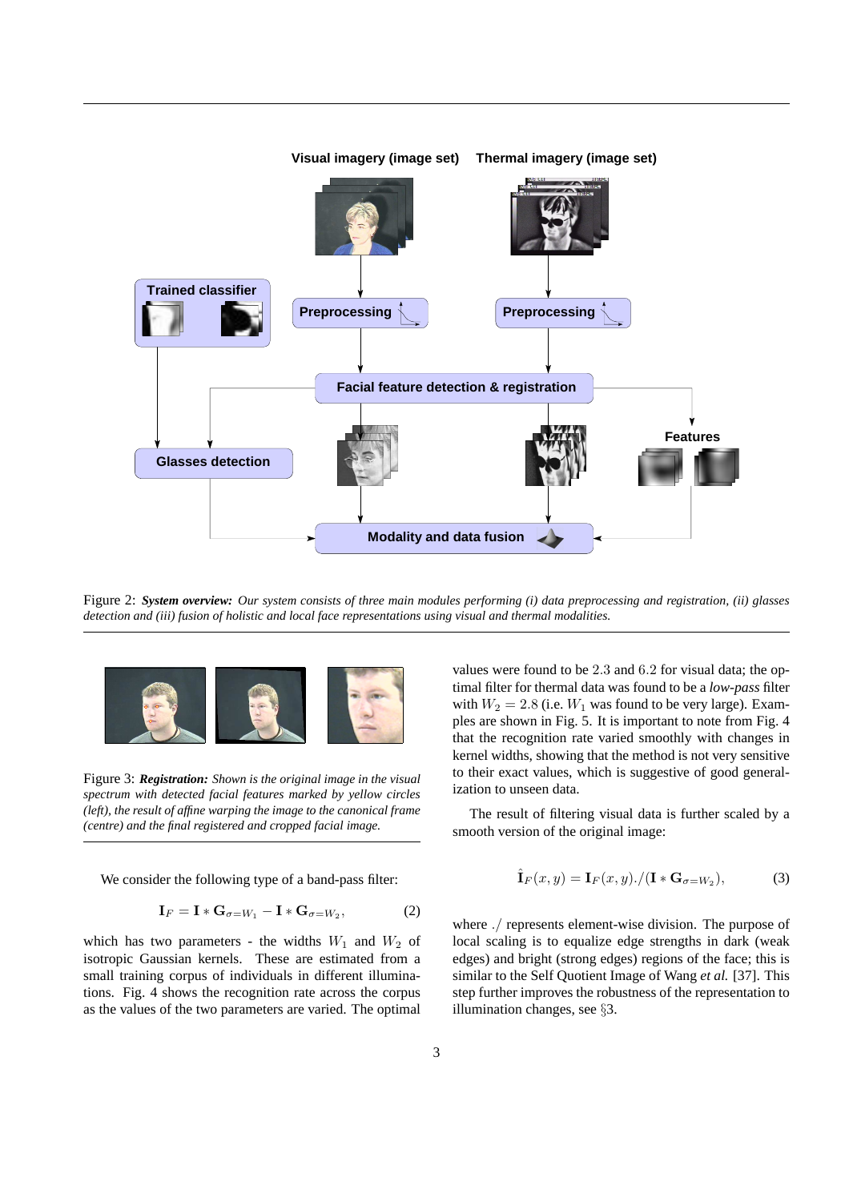Figure 2: ***System overview:*** *Our system consists of three main modules performing (i) data preprocessing and registration, (ii) glasses detection and (iii) fusion of holistic and local face representations using visual and thermal modalities.*

Figure 3: ***Registration:*** *Shown is the original image in the visual spectrum with detected facial features marked by yellow circles (left), the result of affine warping the image to the canonical frame (centre) and the final registered and cropped facial image.*

We consider the following type of a band-pass filter:

$$\mathbf{I}_F = \mathbf{I} * \mathbf{G}_{\sigma=W_1} - \mathbf{I} * \mathbf{G}_{\sigma=W_2}, \tag{2}$$

which has two parameters - the widths $W_1$ and $W_2$ of isotropic Gaussian kernels. These are estimated from a small training corpus of individuals in different illuminations. Fig. 4 shows the recognition rate across the corpus as the values of the two parameters are varied. The optimal values were found to be $2.3$ and $6.2$ for visual data; the optimal filter for thermal data was found to be a *low-pass* filter with $W_2 = 2.8$ (i.e. $W_1$ was found to be very large). Examples are shown in Fig. 5. It is important to note from Fig. 4 that the recognition rate varied smoothly with changes in kernel widths, showing that the method is not very sensitive to their exact values, which is suggestive of good generalization to unseen data.

The result of filtering visual data is further scaled by a smooth version of the original image:

$$\hat{\mathbf{I}}_F(x, y) = \mathbf{I}_F(x, y)./(\mathbf{I} * \mathbf{G}_{\sigma=W_2}), \tag{3}$$

where ./ represents element-wise division. The purpose of local scaling is to equalize edge strengths in dark (weak edges) and bright (strong edges) regions of the face; this is similar to the Self Quotient Image of Wang *et al.* [37]. This step further improves the robustness of the representation to illumination changes, see §3.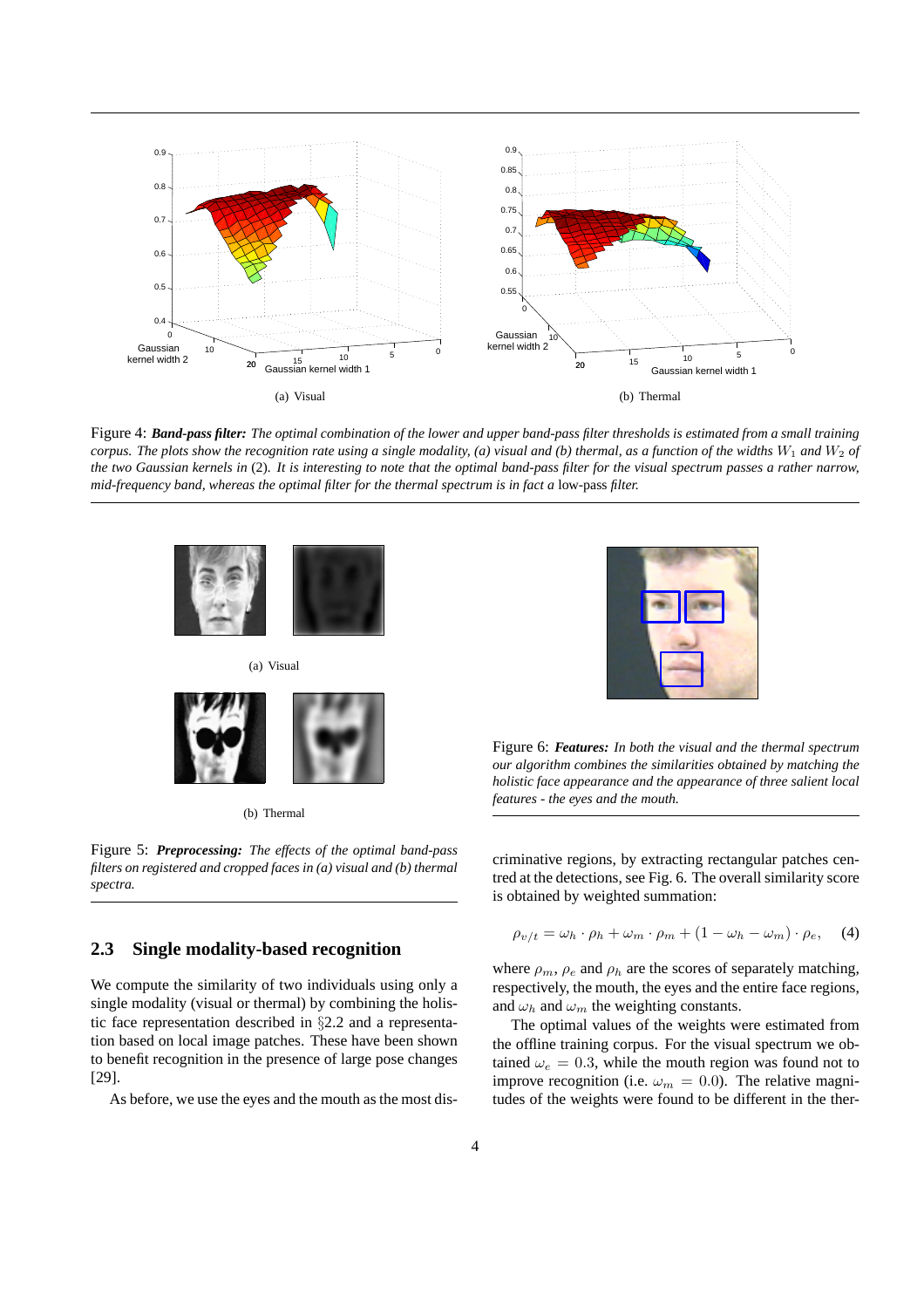(a) Visual

(b) Thermal

Figure 4: ***Band-pass filter:*** *The optimal combination of the lower and upper band-pass filter thresholds is estimated from a small training corpus. The plots show the recognition rate using a single modality, (a) visual and (b) thermal, as a function of the widths $W_1$ and $W_2$ of the two Gaussian kernels in* (2)*. It is interesting to note that the optimal band-pass filter for the visual spectrum passes a rather narrow, mid-frequency band, whereas the optimal filter for the thermal spectrum is in fact a* low-pass *filter.*

(a) Visual

(b) Thermal

Figure 5: ***Preprocessing:*** *The effects of the optimal band-pass filters on registered and cropped faces in (a) visual and (b) thermal spectra.*

## 2.3 Single modality-based recognition

We compute the similarity of two individuals using only a single modality (visual or thermal) by combining the holistic face representation described in §2.2 and a representation based on local image patches. These have been shown to benefit recognition in the presence of large pose changes [29].

As before, we use the eyes and the mouth as the most discriminative regions, by extracting rectangular patches centred at the detections, see Fig. 6. The overall similarity score is obtained by weighted summation:

$$\rho_{v/t} = \omega_h \cdot \rho_h + \omega_m \cdot \rho_m + (1 - \omega_h - \omega_m) \cdot \rho_e, \quad (4)$$

where $\rho_m$, $\rho_e$ and $\rho_h$ are the scores of separately matching, respectively, the mouth, the eyes and the entire face regions, and $\omega_h$ and $\omega_m$ the weighting constants.

The optimal values of the weights were estimated from the offline training corpus. For the visual spectrum we obtained $\omega_e = 0.3$, while the mouth region was found not to improve recognition (i.e. $\omega_m = 0.0$). The relative magnitudes of the weights were found to be different in the ther-

Figure 6: ***Features:*** *In both the visual and the thermal spectrum our algorithm combines the similarities obtained by matching the holistic face appearance and the appearance of three salient local features - the eyes and the mouth.*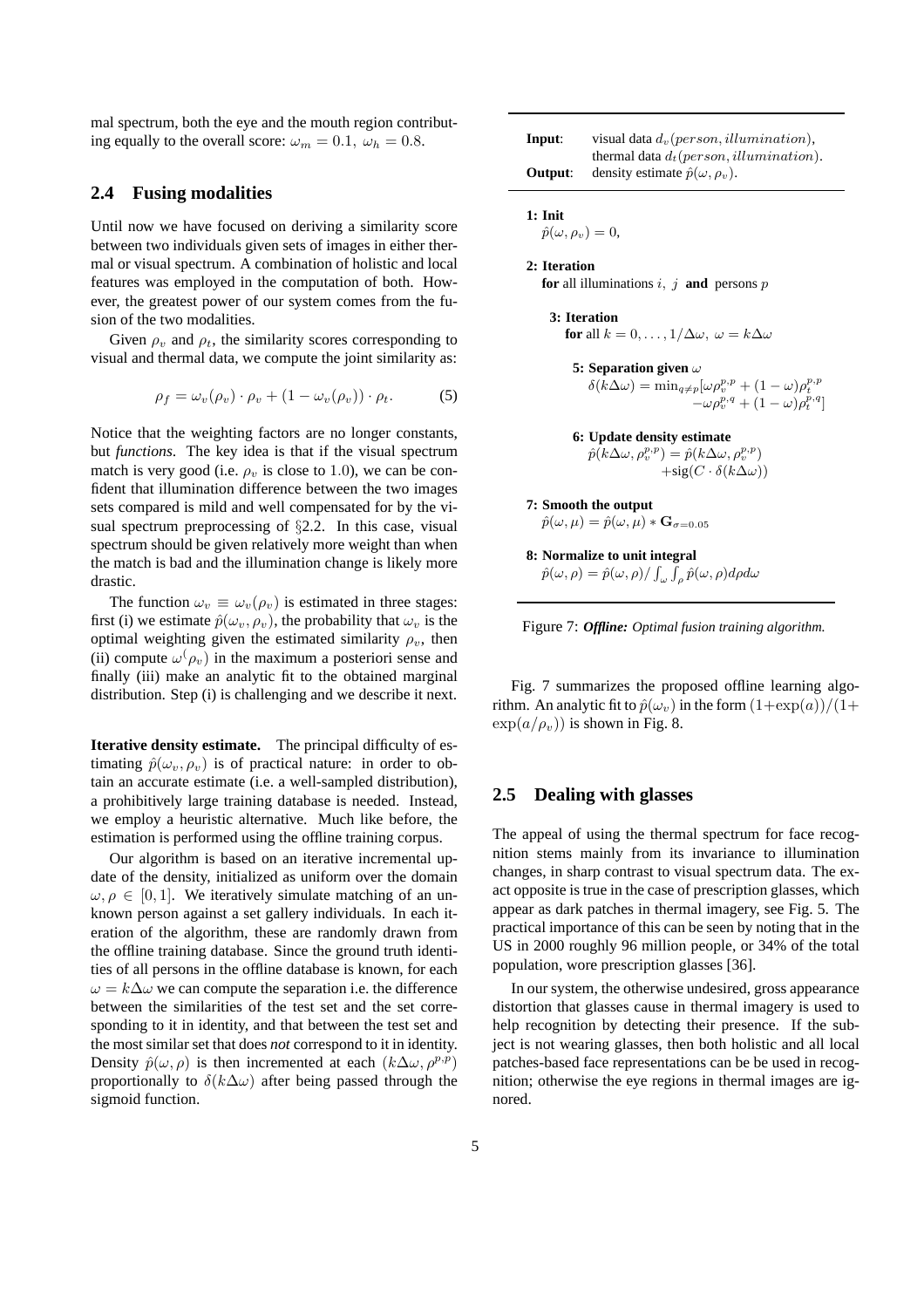mal spectrum, both the eye and the mouth region contributing equally to the overall score: $\omega_m = 0.1,\ \omega_h = 0.8$.

## 2.4 Fusing modalities

Until now we have focused on deriving a similarity score between two individuals given sets of images in either thermal or visual spectrum. A combination of holistic and local features was employed in the computation of both. However, the greatest power of our system comes from the fusion of the two modalities.

Given $\rho_v$ and $\rho_t$, the similarity scores corresponding to visual and thermal data, we compute the joint similarity as:

$$\rho_f = \omega_v(\rho_v) \cdot \rho_v + (1 - \omega_v(\rho_v)) \cdot \rho_t. \tag{5}$$

Notice that the weighting factors are no longer constants, but *functions*. The key idea is that if the visual spectrum match is very good (i.e. $\rho_v$ is close to 1.0), we can be confident that illumination difference between the two images sets compared is mild and well compensated for by the visual spectrum preprocessing of §2.2. In this case, visual spectrum should be given relatively more weight than when the match is bad and the illumination change is likely more drastic.

The function $\omega_v \equiv \omega_v(\rho_v)$ is estimated in three stages: first (i) we estimate $\hat{p}(\omega_v, \rho_v)$, the probability that $\omega_v$ is the optimal weighting given the estimated similarity $\rho_v$, then (ii) compute $\omega^(\rho_v)$ in the maximum a posteriori sense and finally (iii) make an analytic fit to the obtained marginal distribution. Step (i) is challenging and we describe it next.

**Iterative density estimate.** The principal difficulty of estimating $\hat{p}(\omega_v, \rho_v)$ is of practical nature: in order to obtain an accurate estimate (i.e. a well-sampled distribution), a prohibitively large training database is needed. Instead, we employ a heuristic alternative. Much like before, the estimation is performed using the offline training corpus.

Our algorithm is based on an iterative incremental update of the density, initialized as uniform over the domain $\omega, \rho \in [0, 1]$. We iteratively simulate matching of an unknown person against a set gallery individuals. In each iteration of the algorithm, these are randomly drawn from the offline training database. Since the ground truth identities of all persons in the offline database is known, for each $\omega = k\Delta\omega$ we can compute the separation i.e. the difference between the similarities of the test set and the set corresponding to it in identity, and that between the test set and the most similar set that does *not* correspond to it in identity. Density $\hat{p}(\omega, \rho)$ is then incremented at each $(k\Delta\omega, \rho^{p,p})$ proportionally to $\delta(k\Delta\omega)$ after being passed through the sigmoid function.

---

**Input**: visual data $d_v(person, illumination)$, thermal data $d_t(person, illumination)$.
**Output**: density estimate $\hat{p}(\omega, \rho_v)$.

**1: Init**
$\hat{p}(\omega, \rho_v) = 0,$

**2: Iteration**
**for** all illuminations $i,\ j$ **and** persons $p$

**3: Iteration**
**for** all $k = 0, \ldots, 1/\Delta\omega,\ \omega = k\Delta\omega$

**5: Separation given** $\omega$
$\delta(k\Delta\omega) = \min_{q \neq p}[\omega\rho_v^{p,p} + (1-\omega)\rho_t^{p,p} - \omega\rho_v^{p,q} + (1-\omega)\rho_t^{p,q}]$

**6: Update density estimate**
$\hat{p}(k\Delta\omega, \rho_v^{p,p}) = \hat{p}(k\Delta\omega, \rho_v^{p,p}) + \text{sig}(C \cdot \delta(k\Delta\omega))$

**7: Smooth the output**
$\hat{p}(\omega, \mu) = \hat{p}(\omega, \mu) * \mathbf{G}_{\sigma=0.05}$

**8: Normalize to unit integral**
$\hat{p}(\omega, \rho) = \hat{p}(\omega, \rho) / \int_\omega \int_\rho \hat{p}(\omega, \rho) d\rho d\omega$

---

Figure 7: ***Offline:*** *Optimal fusion training algorithm.*

Fig. 7 summarizes the proposed offline learning algorithm. An analytic fit to $\hat{p}(\omega_v)$ in the form $(1+\exp(a))/(1+\exp(a/\rho_v))$ is shown in Fig. 8.

## 2.5 Dealing with glasses

The appeal of using the thermal spectrum for face recognition stems mainly from its invariance to illumination changes, in sharp contrast to visual spectrum data. The exact opposite is true in the case of prescription glasses, which appear as dark patches in thermal imagery, see Fig. 5. The practical importance of this can be seen by noting that in the US in 2000 roughly 96 million people, or 34% of the total population, wore prescription glasses [36].

In our system, the otherwise undesired, gross appearance distortion that glasses cause in thermal imagery is used to help recognition by detecting their presence. If the subject is not wearing glasses, then both holistic and all local patches-based face representations can be be used in recognition; otherwise the eye regions in thermal images are ignored.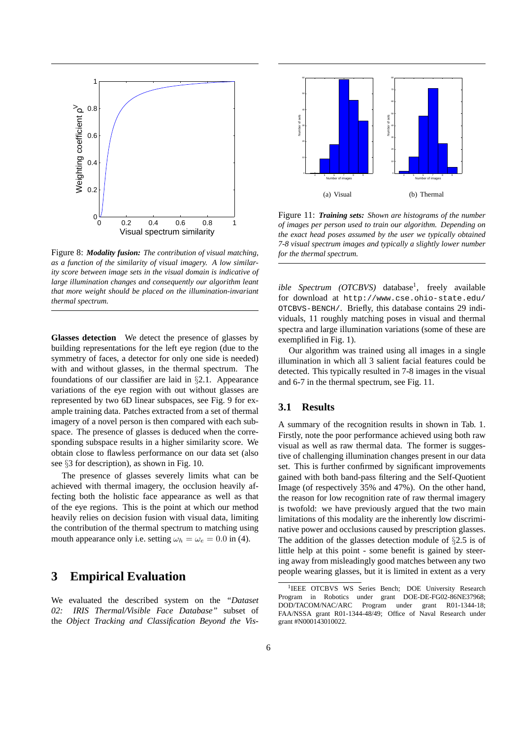Figure 8: ***Modality fusion:*** *The contribution of visual matching, as a function of the similarity of visual imagery. A low similarity score between image sets in the visual domain is indicative of large illumination changes and consequently our algorithm leant that more weight should be placed on the illumination-invariant thermal spectrum.*

**Glasses detection** We detect the presence of glasses by building representations for the left eye region (due to the symmetry of faces, a detector for only one side is needed) with and without glasses, in the thermal spectrum. The foundations of our classifier are laid in §2.1. Appearance variations of the eye region with out without glasses are represented by two 6D linear subspaces, see Fig. 9 for example training data. Patches extracted from a set of thermal imagery of a novel person is then compared with each subspace. The presence of glasses is deduced when the corresponding subspace results in a higher similarity score. We obtain close to flawless performance on our data set (also see §3 for description), as shown in Fig. 10.

The presence of glasses severely limits what can be achieved with thermal imagery, the occlusion heavily affecting both the holistic face appearance as well as that of the eye regions. This is the point at which our method heavily relies on decision fusion with visual data, limiting the contribution of the thermal spectrum to matching using mouth appearance only i.e. setting $\omega_h = \omega_e = 0.0$ in (4).

# 3 Empirical Evaluation

We evaluated the described system on the *"Dataset 02: IRIS Thermal/Visible Face Database"* subset of the *Object Tracking and Classification Beyond the Visible Spectrum (OTCBVS)* database[1], freely available for download at http://www.cse.ohio-state.edu/OTCBVS-BENCH/. Briefly, this database contains 29 individuals, 11 roughly matching poses in visual and thermal spectra and large illumination variations (some of these are exemplified in Fig. 1).

Our algorithm was trained using all images in a single illumination in which all 3 salient facial features could be detected. This typically resulted in 7-8 images in the visual and 6-7 in the thermal spectrum, see Fig. 11.

(a) Visual (b) Thermal

Figure 11: ***Training sets:*** *Shown are histograms of the number of images per person used to train our algorithm. Depending on the exact head poses assumed by the user we typically obtained 7-8 visual spectrum images and typically a slightly lower number for the thermal spectrum.*

## 3.1 Results

A summary of the recognition results in shown in Tab. 1. Firstly, note the poor performance achieved using both raw visual as well as raw thermal data. The former is suggestive of challenging illumination changes present in our data set. This is further confirmed by significant improvements gained with both band-pass filtering and the Self-Quotient Image (of respectively 35% and 47%). On the other hand, the reason for low recognition rate of raw thermal imagery is twofold: we have previously argued that the two main limitations of this modality are the inherently low discriminative power and occlusions caused by prescription glasses. The addition of the glasses detection module of §2.5 is of little help at this point - some benefit is gained by steering away from misleadingly good matches between any two people wearing glasses, but it is limited in extent as a very

[1] IEEE OTCBVS WS Series Bench; DOE University Research Program in Robotics under grant DOE-DE-FG02-86NE37968; DOD/TACOM/NAC/ARC Program under grant R01-1344-18; FAA/NSSA grant R01-1344-48/49; Office of Naval Research under grant #N000143010022.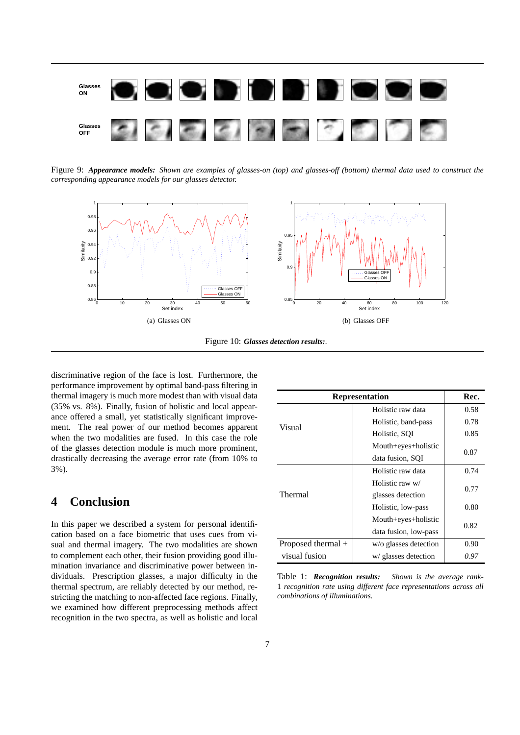Figure 9: ***Appearance models:*** *Shown are examples of glasses-on (top) and glasses-off (bottom) thermal data used to construct the corresponding appearance models for our glasses detector.*

(a) Glasses ON

(b) Glasses OFF

Figure 10: ***Glasses detection results:***.

discriminative region of the face is lost. Furthermore, the performance improvement by optimal band-pass filtering in thermal imagery is much more modest than with visual data (35% vs. 8%). Finally, fusion of holistic and local appearance offered a small, yet statistically significant improvement. The real power of our method becomes apparent when the two modalities are fused. In this case the role of the glasses detection module is much more prominent, drastically decreasing the average error rate (from 10% to 3%).

## 4 Conclusion

In this paper we described a system for personal identification based on a face biometric that uses cues from visual and thermal imagery. The two modalities are shown to complement each other, their fusion providing good illumination invariance and discriminative power between individuals. Prescription glasses, a major difficulty in the thermal spectrum, are reliably detected by our method, restricting the matching to non-affected face regions. Finally, we examined how different preprocessing methods affect recognition in the two spectra, as well as holistic and local

| Representation | | Rec. |
|---|---|---|
| Visual | Holistic raw data | 0.58 |
| | Holistic, band-pass | 0.78 |
| | Holistic, SQI | 0.85 |
| | Mouth+eyes+holistic data fusion, SQI | 0.87 |
| Thermal | Holistic raw data | 0.74 |
| | Holistic raw w/ glasses detection | 0.77 |
| | Holistic, low-pass | 0.80 |
| | Mouth+eyes+holistic data fusion, low-pass | 0.82 |
| Proposed thermal + visual fusion | w/o glasses detection | 0.90 |
| | w/ glasses detection | *0.97* |

Table 1: ***Recognition results:*** *Shown is the average rank-1 recognition rate using different face representations across all combinations of illuminations.*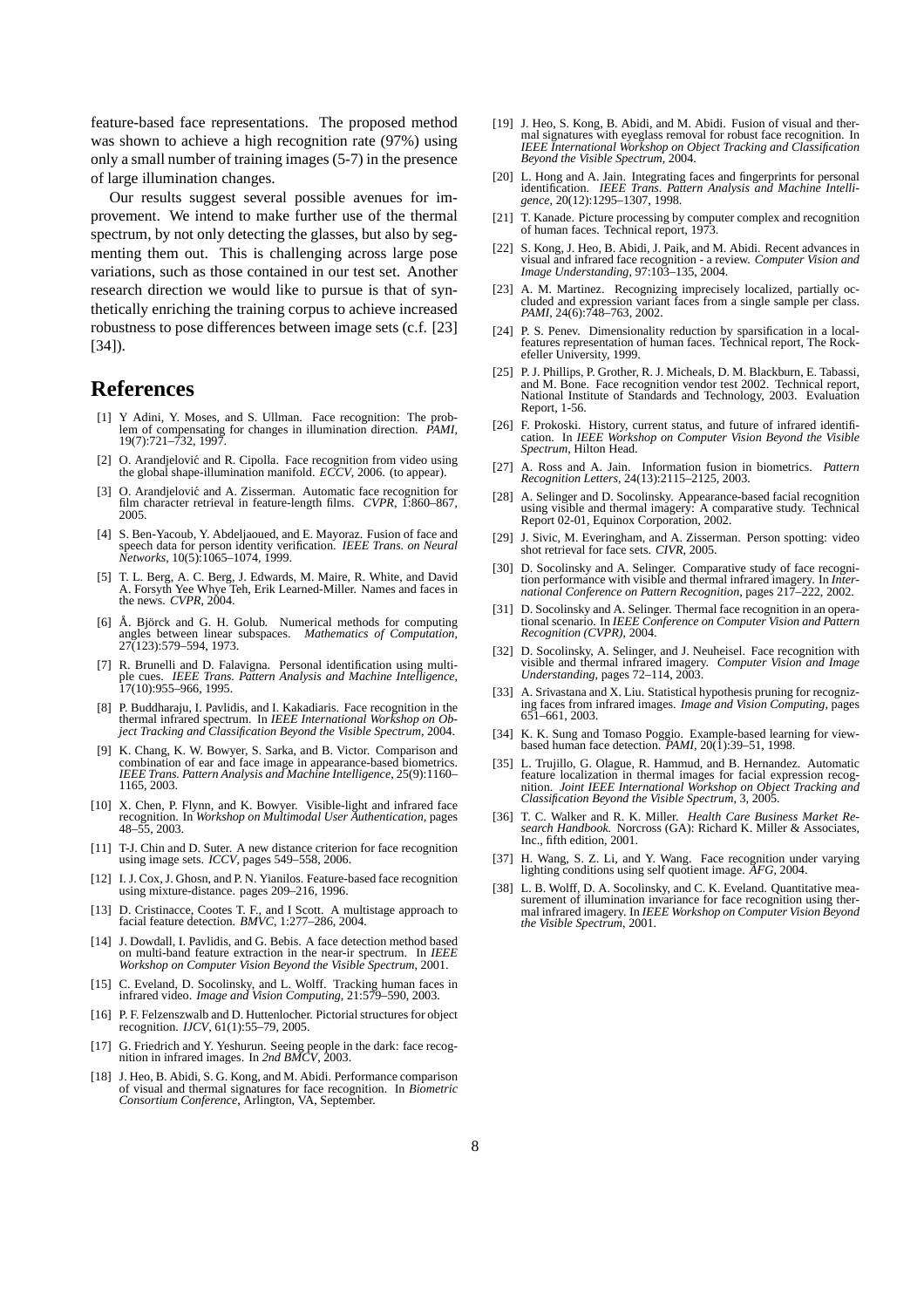feature-based face representations. The proposed method was shown to achieve a high recognition rate (97%) using only a small number of training images (5-7) in the presence of large illumination changes.

Our results suggest several possible avenues for improvement. We intend to make further use of the thermal spectrum, by not only detecting the glasses, but also by segmenting them out. This is challenging across large pose variations, such as those contained in our test set. Another research direction we would like to pursue is that of synthetically enriching the training corpus to achieve increased robustness to pose differences between image sets (c.f. [23] [34]).

# References

[1] Y Adini, Y. Moses, and S. Ullman. Face recognition: The problem of compensating for changes in illumination direction. *PAMI*, 19(7):721–732, 1997.

[2] O. Arandjelović and R. Cipolla. Face recognition from video using the global shape-illumination manifold. *ECCV*, 2006. (to appear).

[3] O. Arandjelović and A. Zisserman. Automatic face recognition for film character retrieval in feature-length films. *CVPR*, 1:860–867, 2005.

[4] S. Ben-Yacoub, Y. Abdeljaoued, and E. Mayoraz. Fusion of face and speech data for person identity verification. *IEEE Trans. on Neural Networks*, 10(5):1065–1074, 1999.

[5] T. L. Berg, A. C. Berg, J. Edwards, M. Maire, R. White, and David A. Forsyth Yee Whye Teh, Erik Learned-Miller. Names and faces in the news. *CVPR*, 2004.

[6] Å. Björck and G. H. Golub. Numerical methods for computing angles between linear subspaces. *Mathematics of Computation*, 27(123):579–594, 1973.

[7] R. Brunelli and D. Falavigna. Personal identification using multiple cues. *IEEE Trans. Pattern Analysis and Machine Intelligence*, 17(10):955–966, 1995.

[8] P. Buddharaju, I. Pavlidis, and I. Kakadiaris. Face recognition in the thermal infrared spectrum. In *IEEE International Workshop on Object Tracking and Classification Beyond the Visible Spectrum*, 2004.

[9] K. Chang, K. W. Bowyer, S. Sarka, and B. Victor. Comparison and combination of ear and face image in appearance-based biometrics. *IEEE Trans. Pattern Analysis and Machine Intelligence*, 25(9):1160–1165, 2003.

[10] X. Chen, P. Flynn, and K. Bowyer. Visible-light and infrared face recognition. In *Workshop on Multimodal User Authentication*, pages 48–55, 2003.

[11] T-J. Chin and D. Suter. A new distance criterion for face recognition using image sets. *ICCV*, pages 549–558, 2006.

[12] I. J. Cox, J. Ghosn, and P. N. Yianilos. Feature-based face recognition using mixture-distance. pages 209–216, 1996.

[13] D. Cristinacce, Cootes T. F., and I Scott. A multistage approach to facial feature detection. *BMVC*, 1:277–286, 2004.

[14] J. Dowdall, I. Pavlidis, and G. Bebis. A face detection method based on multi-band feature extraction in the near-ir spectrum. In *IEEE Workshop on Computer Vision Beyond the Visible Spectrum*, 2001.

[15] C. Eveland, D. Socolinsky, and L. Wolff. Tracking human faces in infrared video. *Image and Vision Computing*, 21:579–590, 2003.

[16] P. F. Felzenszwalb and D. Huttenlocher. Pictorial structures for object recognition. *IJCV*, 61(1):55–79, 2005.

[17] G. Friedrich and Y. Yeshurun. Seeing people in the dark: face recognition in infrared images. In *2nd BMCV*, 2003.

[18] J. Heo, B. Abidi, S. G. Kong, and M. Abidi. Performance comparison of visual and thermal signatures for face recognition. In *Biometric Consortium Conference*, Arlington, VA, September.

[19] J. Heo, S. Kong, B. Abidi, and M. Abidi. Fusion of visual and thermal signatures with eyeglass removal for robust face recognition. In *IEEE International Workshop on Object Tracking and Classification Beyond the Visible Spectrum*, 2004.

[20] L. Hong and A. Jain. Integrating faces and fingerprints for personal identification. *IEEE Trans. Pattern Analysis and Machine Intelligence*, 20(12):1295–1307, 1998.

[21] T. Kanade. Picture processing by computer complex and recognition of human faces. Technical report, 1973.

[22] S. Kong, J. Heo, B. Abidi, J. Paik, and M. Abidi. Recent advances in visual and infrared face recognition - a review. *Computer Vision and Image Understanding*, 97:103–135, 2004.

[23] A. M. Martinez. Recognizing imprecisely localized, partially occluded and expression variant faces from a single sample per class. *PAMI*, 24(6):748–763, 2002.

[24] P. S. Penev. Dimensionality reduction by sparsification in a local-features representation of human faces. Technical report, The Rockefeller University, 1999.

[25] P. J. Phillips, P. Grother, R. J. Micheals, D. M. Blackburn, E. Tabassi, and M. Bone. Face recognition vendor test 2002. Technical report, National Institute of Standards and Technology, 2003. Evaluation Report, 1-56.

[26] F. Prokoski. History, current status, and future of infrared identification. In *IEEE Workshop on Computer Vision Beyond the Visible Spectrum*, Hilton Head.

[27] A. Ross and A. Jain. Information fusion in biometrics. *Pattern Recognition Letters*, 24(13):2115–2125, 2003.

[28] A. Selinger and D. Socolinsky. Appearance-based facial recognition using visible and thermal imagery: A comparative study. Technical Report 02-01, Equinox Corporation, 2002.

[29] J. Sivic, M. Everingham, and A. Zisserman. Person spotting: video shot retrieval for face sets. *CIVR*, 2005.

[30] D. Socolinsky and A. Selinger. Comparative study of face recognition performance with visible and thermal infrared imagery. In *International Conference on Pattern Recognition*, pages 217–222, 2002.

[31] D. Socolinsky and A. Selinger. Thermal face recognition in an operational scenario. In *IEEE Conference on Computer Vision and Pattern Recognition (CVPR)*, 2004.

[32] D. Socolinsky, A. Selinger, and J. Neuheisel. Face recognition with visible and thermal infrared imagery. *Computer Vision and Image Understanding*, pages 72–114, 2003.

[33] A. Srivastana and X. Liu. Statistical hypothesis pruning for recognizing faces from infrared images. *Image and Vision Computing*, pages 651–661, 2003.

[34] K. K. Sung and Tomaso Poggio. Example-based learning for view-based human face detection. *PAMI*, 20(1):39–51, 1998.

[35] L. Trujillo, G. Olague, R. Hammud, and B. Hernandez. Automatic feature localization in thermal images for facial expression recognition. *Joint IEEE International Workshop on Object Tracking and Classification Beyond the Visible Spectrum*, 3, 2005.

[36] T. C. Walker and R. K. Miller. *Health Care Business Market Research Handbook*. Norcross (GA): Richard K. Miller & Associates, Inc., fifth edition, 2001.

[37] H. Wang, S. Z. Li, and Y. Wang. Face recognition under varying lighting conditions using self quotient image. *AFG*, 2004.

[38] L. B. Wolff, D. A. Socolinsky, and C. K. Eveland. Quantitative measurement of illumination invariance for face recognition using thermal infrared imagery. In *IEEE Workshop on Computer Vision Beyond the Visible Spectrum*, 2001.